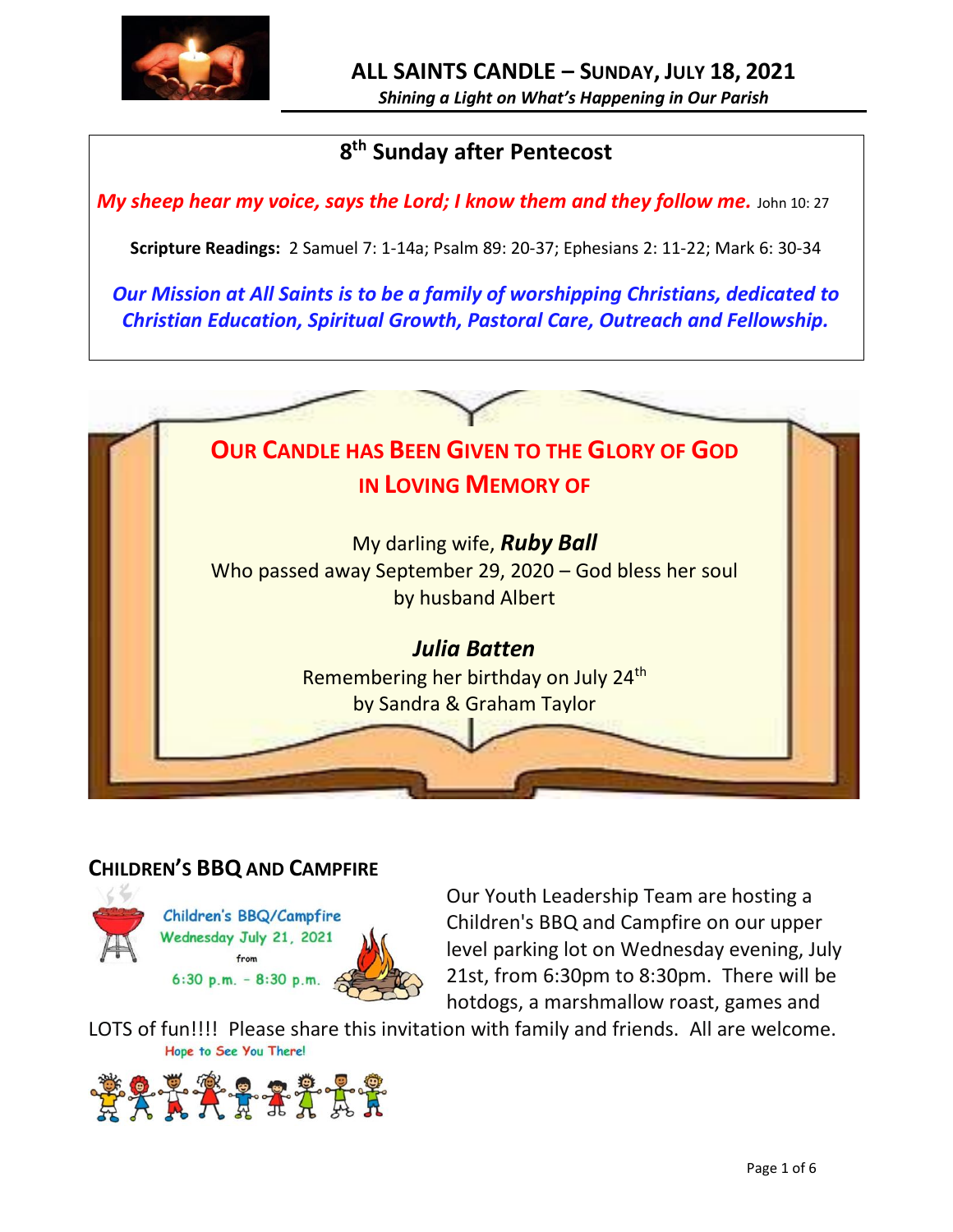# ALL SAINTS CANDLE – SUNDAY, JULY 18, 2021

*Shining a Light on What's Happening in Our Parish*

## 8th Sunday after Pentecost

***My sheep hear my voice, says the Lord; I know them and they follow me.*** John 10: 27

**Scripture Readings:** 2 Samuel 7: 1-14a; Psalm 89: 20-37; Ephesians 2: 11-22; Mark 6: 30-34

***Our Mission at All Saints is to be a family of worshipping Christians, dedicated to Christian Education, Spiritual Growth, Pastoral Care, Outreach and Fellowship.***

## OUR CANDLE HAS BEEN GIVEN TO THE GLORY OF GOD IN LOVING MEMORY OF

My darling wife, ***Ruby Ball***
Who passed away September 29, 2020 – God bless her soul
by husband Albert

***Julia Batten***
Remembering her birthday on July 24th
by Sandra & Graham Taylor

## CHILDREN'S BBQ AND CAMPFIRE

Children's BBQ/Campfire
Wednesday July 21, 2021
from
6:30 p.m. - 8:30 p.m.

Our Youth Leadership Team are hosting a Children's BBQ and Campfire on our upper level parking lot on Wednesday evening, July 21st, from 6:30pm to 8:30pm. There will be hotdogs, a marshmallow roast, games and LOTS of fun!!!! Please share this invitation with family and friends. All are welcome.

Hope to See You There!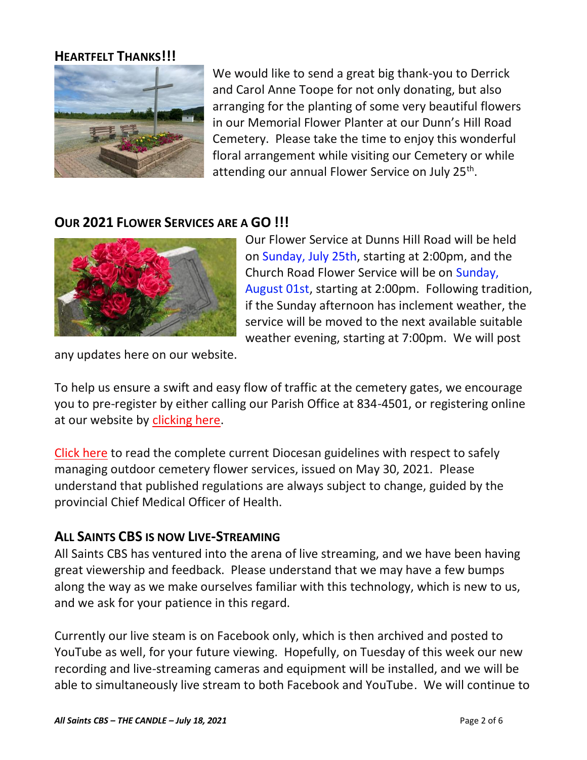## HEARTFELT THANKS!!!

We would like to send a great big thank-you to Derrick and Carol Anne Toope for not only donating, but also arranging for the planting of some very beautiful flowers in our Memorial Flower Planter at our Dunn's Hill Road Cemetery. Please take the time to enjoy this wonderful floral arrangement while visiting our Cemetery or while attending our annual Flower Service on July 25th.

## OUR 2021 FLOWER SERVICES ARE A GO !!!

Our Flower Service at Dunns Hill Road will be held on Sunday, July 25th, starting at 2:00pm, and the Church Road Flower Service will be on Sunday, August 01st, starting at 2:00pm. Following tradition, if the Sunday afternoon has inclement weather, the service will be moved to the next available suitable weather evening, starting at 7:00pm. We will post any updates here on our website.

To help us ensure a swift and easy flow of traffic at the cemetery gates, we encourage you to pre-register by either calling our Parish Office at 834-4501, or registering online at our website by clicking here.

Click here to read the complete current Diocesan guidelines with respect to safely managing outdoor cemetery flower services, issued on May 30, 2021. Please understand that published regulations are always subject to change, guided by the provincial Chief Medical Officer of Health.

## ALL SAINTS CBS IS NOW LIVE-STREAMING

All Saints CBS has ventured into the arena of live streaming, and we have been having great viewership and feedback. Please understand that we may have a few bumps along the way as we make ourselves familiar with this technology, which is new to us, and we ask for your patience in this regard.

Currently our live steam is on Facebook only, which is then archived and posted to YouTube as well, for your future viewing. Hopefully, on Tuesday of this week our new recording and live-streaming cameras and equipment will be installed, and we will be able to simultaneously live stream to both Facebook and YouTube. We will continue to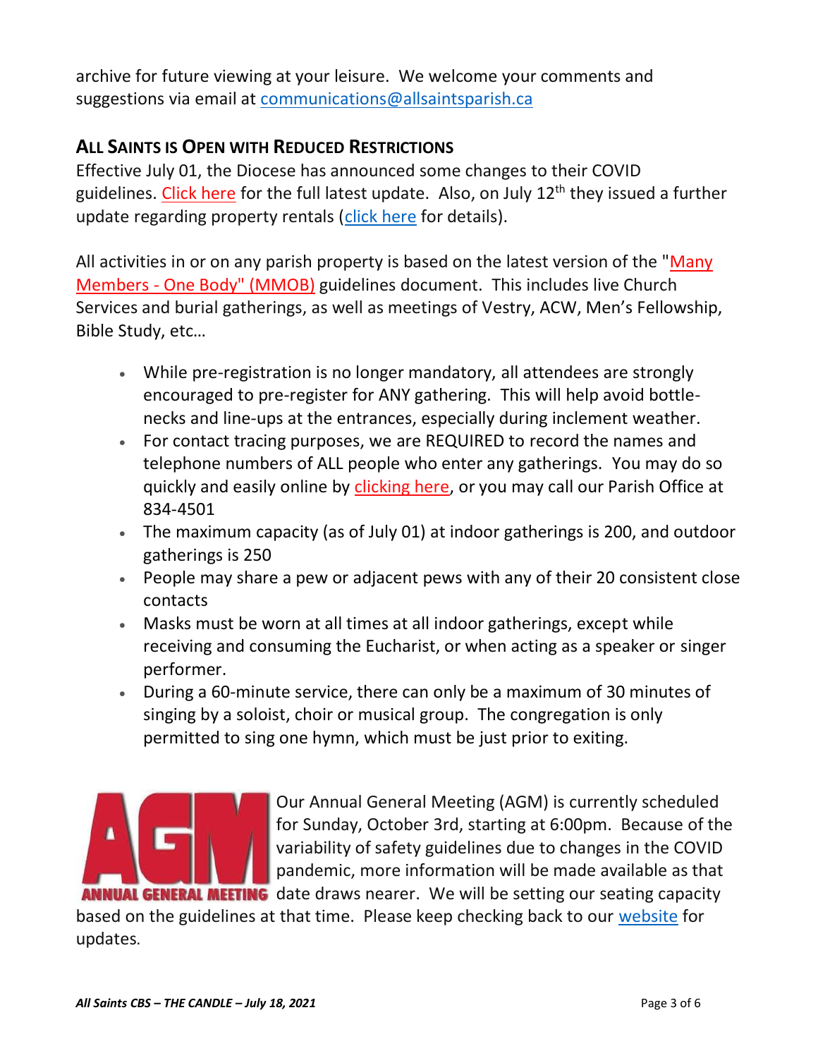archive for future viewing at your leisure. We welcome your comments and suggestions via email at communications@allsaintsparish.ca

## ALL SAINTS IS OPEN WITH REDUCED RESTRICTIONS

Effective July 01, the Diocese has announced some changes to their COVID guidelines. Click here for the full latest update. Also, on July 12th they issued a further update regarding property rentals (click here for details).

All activities in or on any parish property is based on the latest version of the "Many Members - One Body" (MMOB) guidelines document. This includes live Church Services and burial gatherings, as well as meetings of Vestry, ACW, Men's Fellowship, Bible Study, etc…

- While pre-registration is no longer mandatory, all attendees are strongly encouraged to pre-register for ANY gathering. This will help avoid bottle-necks and line-ups at the entrances, especially during inclement weather.
- For contact tracing purposes, we are REQUIRED to record the names and telephone numbers of ALL people who enter any gatherings. You may do so quickly and easily online by clicking here, or you may call our Parish Office at 834-4501
- The maximum capacity (as of July 01) at indoor gatherings is 200, and outdoor gatherings is 250
- People may share a pew or adjacent pews with any of their 20 consistent close contacts
- Masks must be worn at all times at all indoor gatherings, except while receiving and consuming the Eucharist, or when acting as a speaker or singer performer.
- During a 60-minute service, there can only be a maximum of 30 minutes of singing by a soloist, choir or musical group. The congregation is only permitted to sing one hymn, which must be just prior to exiting.

AGM ANNUAL GENERAL MEETING

Our Annual General Meeting (AGM) is currently scheduled for Sunday, October 3rd, starting at 6:00pm. Because of the variability of safety guidelines due to changes in the COVID pandemic, more information will be made available as that date draws nearer. We will be setting our seating capacity based on the guidelines at that time. Please keep checking back to our website for updates.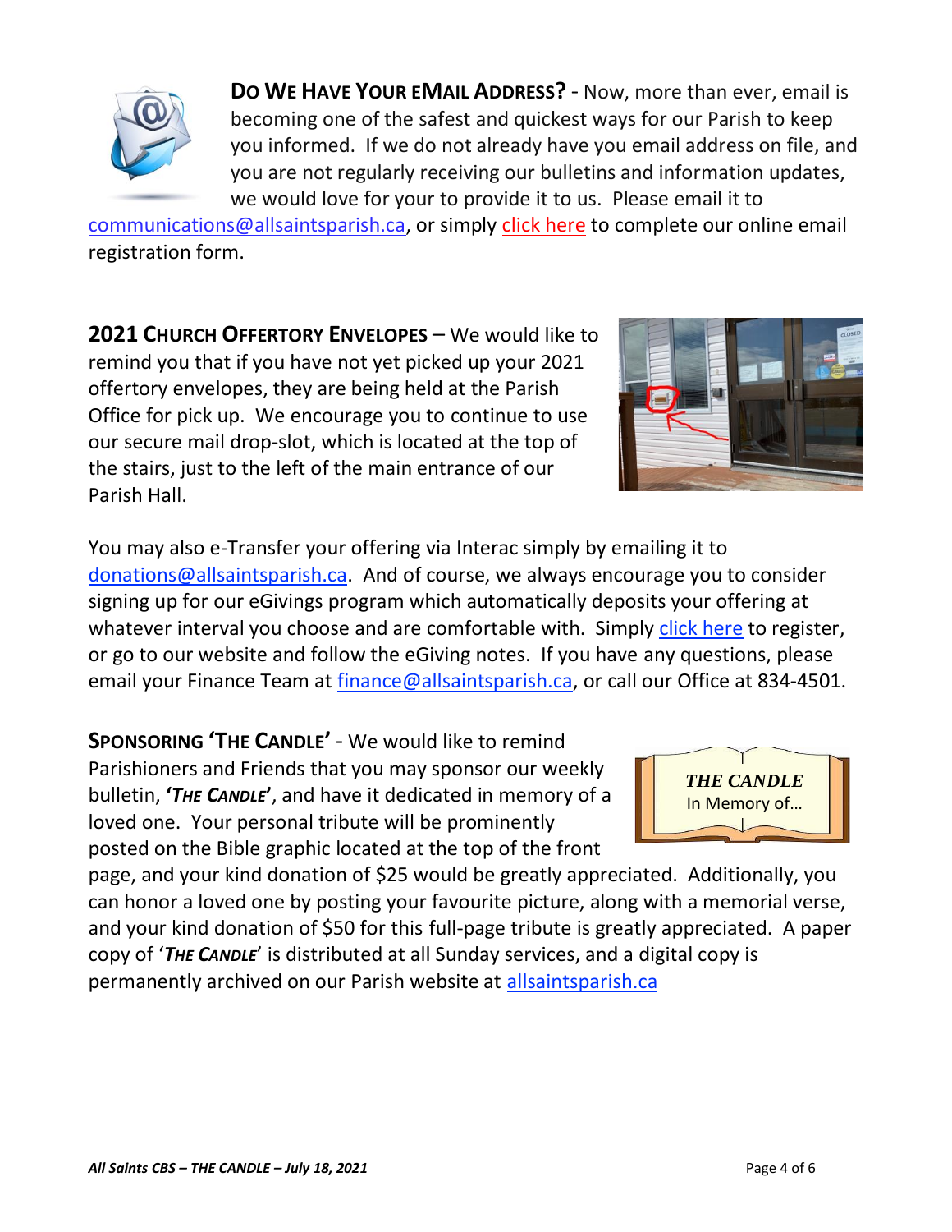**DO WE HAVE YOUR EMAIL ADDRESS?** - Now, more than ever, email is becoming one of the safest and quickest ways for our Parish to keep you informed. If we do not already have you email address on file, and you are not regularly receiving our bulletins and information updates, we would love for your to provide it to us. Please email it to communications@allsaintsparish.ca, or simply click here to complete our online email registration form.

**2021 CHURCH OFFERTORY ENVELOPES** – We would like to remind you that if you have not yet picked up your 2021 offertory envelopes, they are being held at the Parish Office for pick up. We encourage you to continue to use our secure mail drop-slot, which is located at the top of the stairs, just to the left of the main entrance of our Parish Hall.

You may also e-Transfer your offering via Interac simply by emailing it to donations@allsaintsparish.ca. And of course, we always encourage you to consider signing up for our eGivings program which automatically deposits your offering at whatever interval you choose and are comfortable with. Simply click here to register, or go to our website and follow the eGiving notes. If you have any questions, please email your Finance Team at finance@allsaintsparish.ca, or call our Office at 834-4501.

**SPONSORING 'THE CANDLE'** - We would like to remind Parishioners and Friends that you may sponsor our weekly bulletin, **'*THE CANDLE*'**, and have it dedicated in memory of a loved one. Your personal tribute will be prominently posted on the Bible graphic located at the top of the front page, and your kind donation of $25 would be greatly appreciated. Additionally, you can honor a loved one by posting your favourite picture, along with a memorial verse, and your kind donation of $50 for this full-page tribute is greatly appreciated. A paper copy of '***THE CANDLE***' is distributed at all Sunday services, and a digital copy is permanently archived on our Parish website at allsaintsparish.ca

***THE CANDLE***
In Memory of…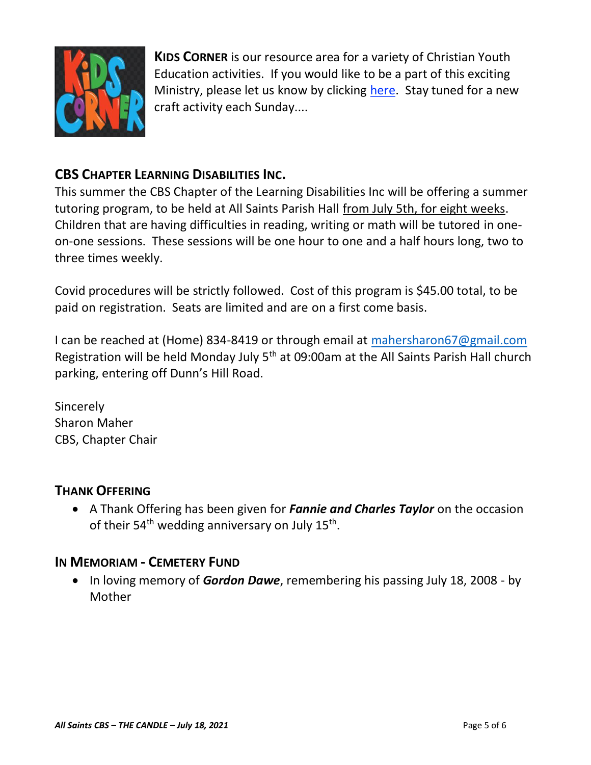**KIDS CORNER** is our resource area for a variety of Christian Youth Education activities. If you would like to be a part of this exciting Ministry, please let us know by clicking here. Stay tuned for a new craft activity each Sunday....

## CBS CHAPTER LEARNING DISABILITIES INC.

This summer the CBS Chapter of the Learning Disabilities Inc will be offering a summer tutoring program, to be held at All Saints Parish Hall from July 5th, for eight weeks. Children that are having difficulties in reading, writing or math will be tutored in one-on-one sessions. These sessions will be one hour to one and a half hours long, two to three times weekly.

Covid procedures will be strictly followed. Cost of this program is $45.00 total, to be paid on registration. Seats are limited and are on a first come basis.

I can be reached at (Home) 834-8419 or through email at mahersharon67@gmail.com Registration will be held Monday July 5th at 09:00am at the All Saints Parish Hall church parking, entering off Dunn's Hill Road.

Sincerely
Sharon Maher
CBS, Chapter Chair

## THANK OFFERING

- A Thank Offering has been given for ***Fannie and Charles Taylor*** on the occasion of their 54th wedding anniversary on July 15th.

## IN MEMORIAM - CEMETERY FUND

- In loving memory of ***Gordon Dawe***, remembering his passing July 18, 2008 - by Mother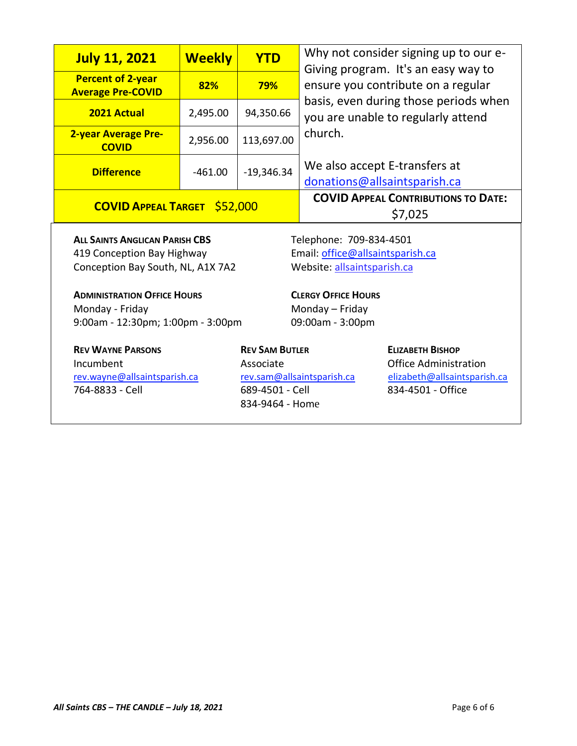| July 11, 2021 | Weekly | YTD |
|---|---|---|
| **Percent of 2-year Average Pre-COVID** | **82%** | **79%** |
| **2021 Actual** | 2,495.00 | 94,350.66 |
| **2-year Average Pre-COVID** | 2,956.00 | 113,697.00 |
| **Difference** | -461.00 | -19,346.34 |

**COVID APPEAL TARGET** $52,000

Why not consider signing up to our e-Giving program. It's an easy way to ensure you contribute on a regular basis, even during those periods when you are unable to regularly attend church.

We also accept E-transfers at donations@allsaintsparish.ca

**COVID APPEAL CONTRIBUTIONS TO DATE:** $7,025

**ALL SAINTS ANGLICAN PARISH CBS**
419 Conception Bay Highway
Conception Bay South, NL, A1X 7A2

Telephone: 709-834-4501
Email: office@allsaintsparish.ca
Website: allsaintsparish.ca

**ADMINISTRATION OFFICE HOURS**
Monday - Friday
9:00am - 12:30pm; 1:00pm - 3:00pm

**CLERGY OFFICE HOURS**
Monday – Friday
09:00am - 3:00pm

**REV WAYNE PARSONS**
Incumbent
rev.wayne@allsaintsparish.ca
764-8833 - Cell

**REV SAM BUTLER**
Associate
rev.sam@allsaintsparish.ca
689-4501 - Cell
834-9464 - Home

**ELIZABETH BISHOP**
Office Administration
elizabeth@allsaintsparish.ca
834-4501 - Office